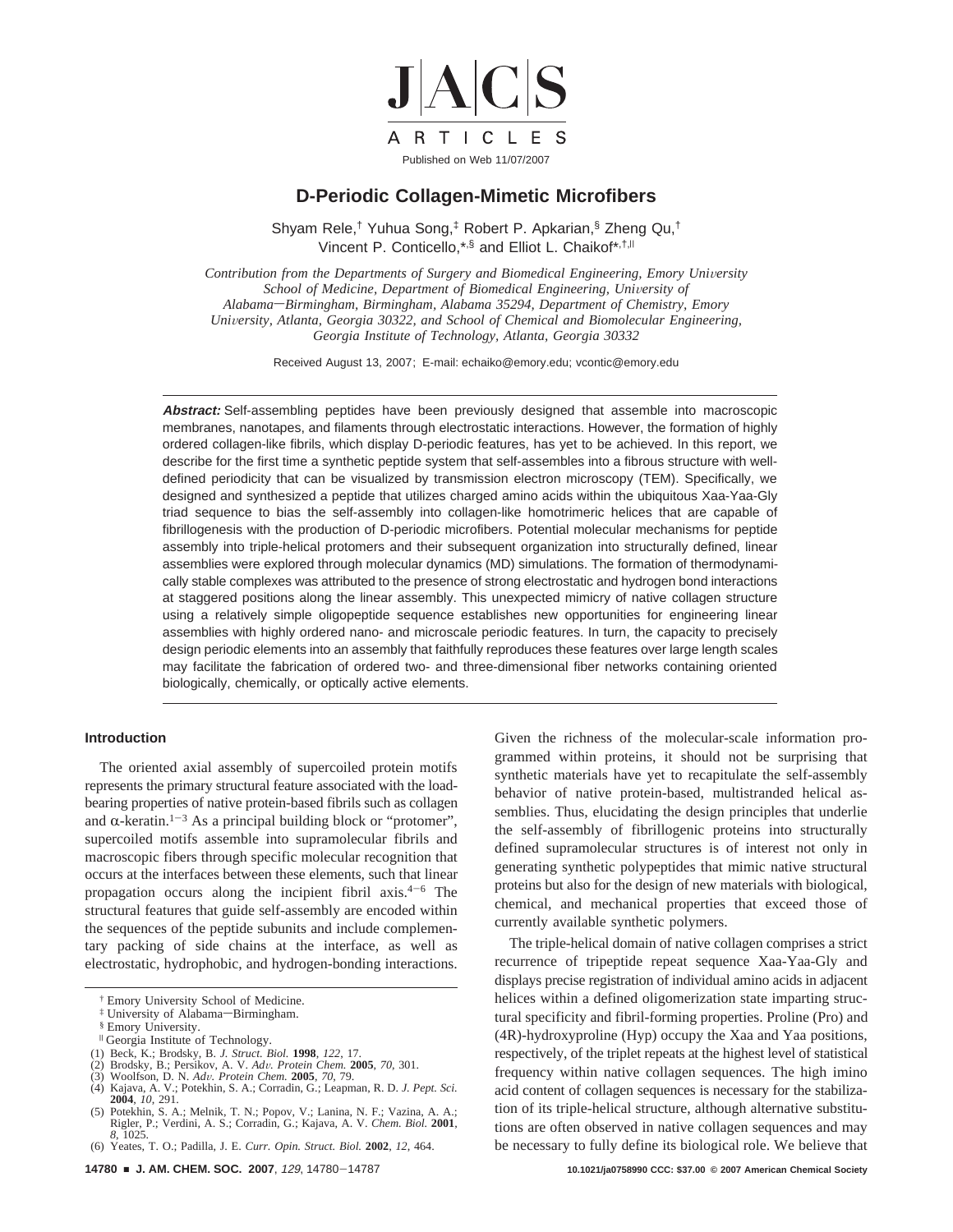# D-Periodic Collagen-Mimetic Microfibers

Shyam Rele,[†] Yuhua Song,[‡] Robert P. Apkarian,[§] Zheng Qu,[†] Vincent P. Conticello,*[,§] and Elliot L. Chaikof*[,†,||]

*Contribution from the Departments of Surgery and Biomedical Engineering, Emory University School of Medicine, Department of Biomedical Engineering, University of Alabama—Birmingham, Birmingham, Alabama 35294, Department of Chemistry, Emory University, Atlanta, Georgia 30322, and School of Chemical and Biomolecular Engineering, Georgia Institute of Technology, Atlanta, Georgia 30332*

Received August 13, 2007; E-mail: echaiko@emory.edu; vcontic@emory.edu

***Abstract:*** Self-assembling peptides have been previously designed that assemble into macroscopic membranes, nanotapes, and filaments through electrostatic interactions. However, the formation of highly ordered collagen-like fibrils, which display D-periodic features, has yet to be achieved. In this report, we describe for the first time a synthetic peptide system that self-assembles into a fibrous structure with well-defined periodicity that can be visualized by transmission electron microscopy (TEM). Specifically, we designed and synthesized a peptide that utilizes charged amino acids within the ubiquitous Xaa-Yaa-Gly triad sequence to bias the self-assembly into collagen-like homotrimeric helices that are capable of fibrillogenesis with the production of D-periodic microfibers. Potential molecular mechanisms for peptide assembly into triple-helical protomers and their subsequent organization into structurally defined, linear assemblies were explored through molecular dynamics (MD) simulations. The formation of thermodynamically stable complexes was attributed to the presence of strong electrostatic and hydrogen bond interactions at staggered positions along the linear assembly. This unexpected mimicry of native collagen structure using a relatively simple oligopeptide sequence establishes new opportunities for engineering linear assemblies with highly ordered nano- and microscale periodic features. In turn, the capacity to precisely design periodic elements into an assembly that faithfully reproduces these features over large length scales may facilitate the fabrication of ordered two- and three-dimensional fiber networks containing oriented biologically, chemically, or optically active elements.

## Introduction

The oriented axial assembly of supercoiled protein motifs represents the primary structural feature associated with the load-bearing properties of native protein-based fibrils such as collagen and α-keratin.[1−3] As a principal building block or "protomer", supercoiled motifs assemble into supramolecular fibrils and macroscopic fibers through specific molecular recognition that occurs at the interfaces between these elements, such that linear propagation occurs along the incipient fibril axis.[4−6] The structural features that guide self-assembly are encoded within the sequences of the peptide subunits and include complementary packing of side chains at the interface, as well as electrostatic, hydrophobic, and hydrogen-bonding interactions. Given the richness of the molecular-scale information programmed within proteins, it should not be surprising that synthetic materials have yet to recapitulate the self-assembly behavior of native protein-based, multistranded helical assemblies. Thus, elucidating the design principles that underlie the self-assembly of fibrillogenic proteins into structurally defined supramolecular structures is of interest not only in generating synthetic polypeptides that mimic native structural proteins but also for the design of new materials with biological, chemical, and mechanical properties that exceed those of currently available synthetic polymers.

The triple-helical domain of native collagen comprises a strict recurrence of tripeptide repeat sequence Xaa-Yaa-Gly and displays precise registration of individual amino acids in adjacent helices within a defined oligomerization state imparting structural specificity and fibril-forming properties. Proline (Pro) and (4R)-hydroxyproline (Hyp) occupy the Xaa and Yaa positions, respectively, of the triplet repeats at the highest level of statistical frequency within native collagen sequences. The high imino acid content of collagen sequences is necessary for the stabilization of its triple-helical structure, although alternative substitutions are often observed in native collagen sequences and may be necessary to fully define its biological role. We believe that

[†] Emory University School of Medicine.

[‡] University of Alabama—Birmingham.

[§] Emory University.

[||] Georgia Institute of Technology.

(1) Beck, K.; Brodsky, B. *J. Struct. Biol.* **1998**, *122*, 17.
(2) Brodsky, B.; Persikov, A. V. *Adv. Protein Chem.* **2005**, *70*, 301.
(3) Woolfson, D. N. *Adv. Protein Chem.* **2005**, *70*, 79.
(4) Kajava, A. V.; Potekhin, S. A.; Corradin, G.; Leapman, R. D. *J. Pept. Sci.* **2004**, *10*, 291.
(5) Potekhin, S. A.; Melnik, T. N.; Popov, V.; Lanina, N. F.; Vazina, A. A.; Rigler, P.; Verdini, A. S.; Corradin, G.; Kajava, A. V. *Chem. Biol.* **2001**, *8*, 1025.
(6) Yeates, T. O.; Padilla, J. E. *Curr. Opin. Struct. Biol.* **2002**, *12*, 464.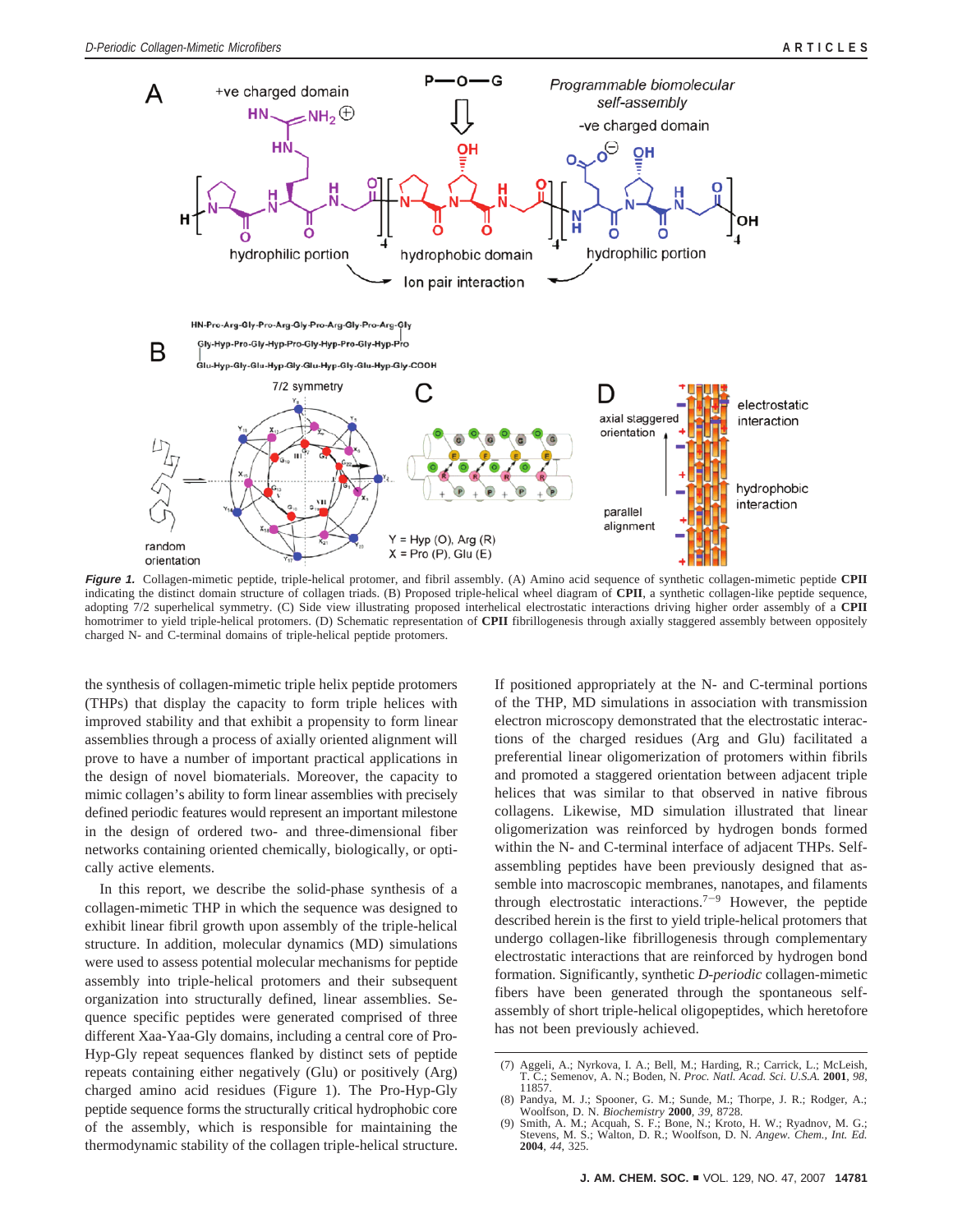A

+ve charged domain

P—O—G

Programmable biomolecular self-assembly

-ve charged domain

hydrophilic portion

hydrophobic domain

hydrophilic portion

Ion pair interaction

B

HN-Pro-Arg-Gly-Pro-Arg-Gly-Pro-Arg-Gly-Pro-Arg-Gly

Gly-Hyp-Pro-Gly-Hyp-Pro-Gly-Hyp-Pro-Gly-Hyp-Pro

Glu-Hyp-Gly-Glu-Hyp-Gly-Glu-Hyp-Gly-Glu-Hyp-Gly-COOH

7/2 symmetry

random orientation

Y = Hyp (O), Arg (R)

X = Pro (P), Glu (E)

C

D

axial staggered orientation

parallel alignment

electrostatic interaction

hydrophobic interaction

***Figure 1.*** Collagen-mimetic peptide, triple-helical protomer, and fibril assembly. (A) Amino acid sequence of synthetic collagen-mimetic peptide **CPII** indicating the distinct domain structure of collagen triads. (B) Proposed triple-helical wheel diagram of **CPII**, a synthetic collagen-like peptide sequence, adopting 7/2 superhelical symmetry. (C) Side view illustrating proposed interhelical electrostatic interactions driving higher order assembly of a **CPII** homotrimer to yield triple-helical protomers. (D) Schematic representation of **CPII** fibrillogenesis through axially staggered assembly between oppositely charged N- and C-terminal domains of triple-helical peptide protomers.

the synthesis of collagen-mimetic triple helix peptide protomers (THPs) that display the capacity to form triple helices with improved stability and that exhibit a propensity to form linear assemblies through a process of axially oriented alignment will prove to have a number of important practical applications in the design of novel biomaterials. Moreover, the capacity to mimic collagen's ability to form linear assemblies with precisely defined periodic features would represent an important milestone in the design of ordered two- and three-dimensional fiber networks containing oriented chemically, biologically, or optically active elements.

In this report, we describe the solid-phase synthesis of a collagen-mimetic THP in which the sequence was designed to exhibit linear fibril growth upon assembly of the triple-helical structure. In addition, molecular dynamics (MD) simulations were used to assess potential molecular mechanisms for peptide assembly into triple-helical protomers and their subsequent organization into structurally defined, linear assemblies. Sequence specific peptides were generated comprised of three different Xaa-Yaa-Gly domains, including a central core of Pro-Hyp-Gly repeat sequences flanked by distinct sets of peptide repeats containing either negatively (Glu) or positively (Arg) charged amino acid residues (Figure 1). The Pro-Hyp-Gly peptide sequence forms the structurally critical hydrophobic core of the assembly, which is responsible for maintaining the thermodynamic stability of the collagen triple-helical structure.

If positioned appropriately at the N- and C-terminal portions of the THP, MD simulations in association with transmission electron microscopy demonstrated that the electrostatic interactions of the charged residues (Arg and Glu) facilitated a preferential linear oligomerization of protomers within fibrils and promoted a staggered orientation between adjacent triple helices that was similar to that observed in native fibrous collagens. Likewise, MD simulation illustrated that linear oligomerization was reinforced by hydrogen bonds formed within the N- and C-terminal interface of adjacent THPs. Self-assembling peptides have been previously designed that assemble into macroscopic membranes, nanotapes, and filaments through electrostatic interactions.[7-9] However, the peptide described herein is the first to yield triple-helical protomers that undergo collagen-like fibrillogenesis through complementary electrostatic interactions that are reinforced by hydrogen bond formation. Significantly, synthetic *D-periodic* collagen-mimetic fibers have been generated through the spontaneous self-assembly of short triple-helical oligopeptides, which heretofore has not been previously achieved.

(7) Aggeli, A.; Nyrkova, I. A.; Bell, M.; Harding, R.; Carrick, L.; McLeish, T. C.; Semenov, A. N.; Boden, N. *Proc. Natl. Acad. Sci. U.S.A.* **2001**, *98*, 11857.

(8) Pandya, M. J.; Spooner, G. M.; Sunde, M.; Thorpe, J. R.; Rodger, A.; Woolfson, D. N. *Biochemistry* **2000**, *39*, 8728.

(9) Smith, A. M.; Acquah, S. F.; Bone, N.; Kroto, H. W.; Ryadnov, M. G.; Stevens, M. S.; Walton, D. R.; Woolfson, D. N. *Angew. Chem., Int. Ed.* **2004**, *44*, 325.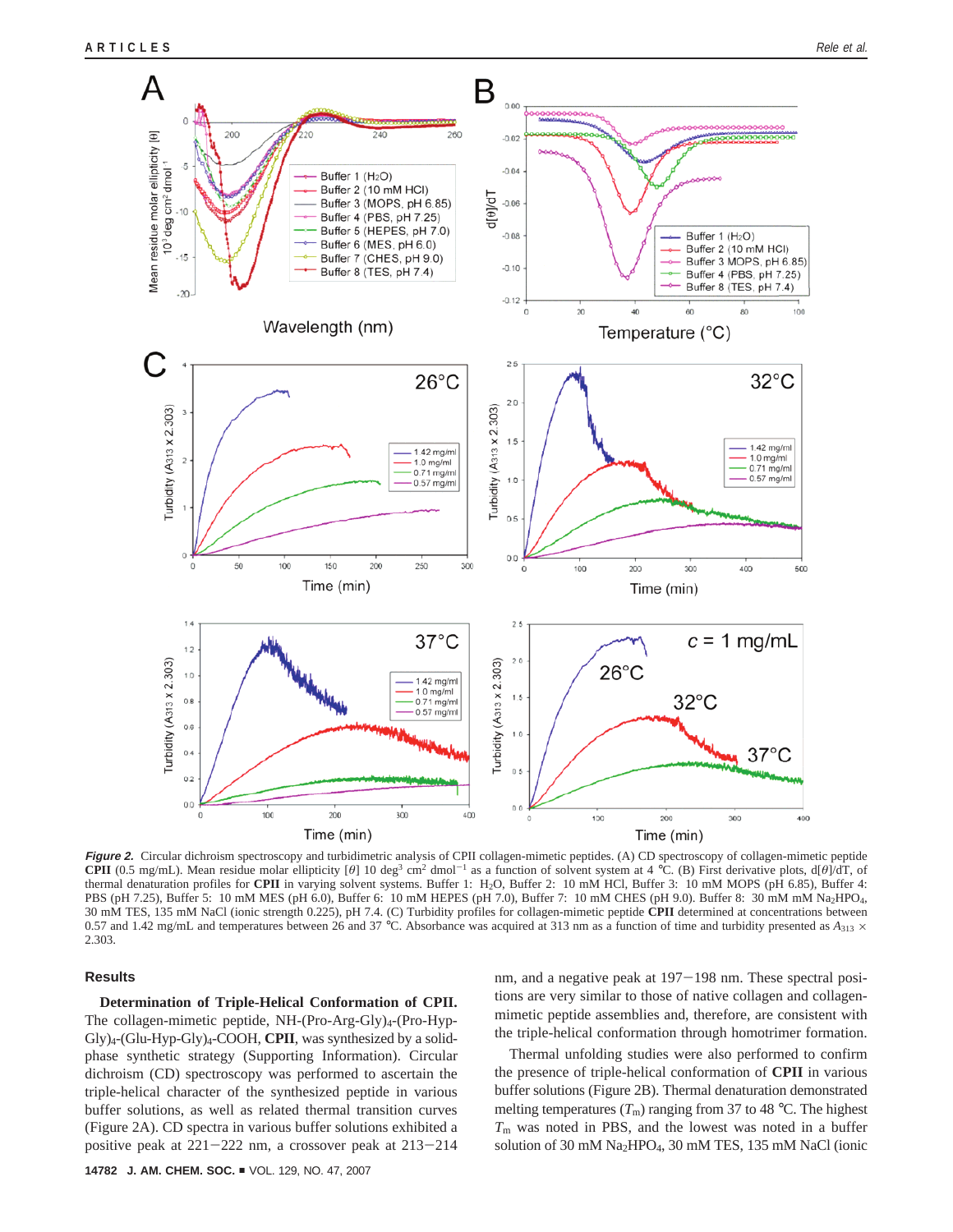***Figure 2.*** Circular dichroism spectroscopy and turbidimetric analysis of CPII collagen-mimetic peptides. (A) CD spectroscopy of collagen-mimetic peptide **CPII** (0.5 mg/mL). Mean residue molar ellipticity [$\theta$] 10 deg$^3$ cm$^2$ dmol$^{-1}$ as a function of solvent system at 4 °C. (B) First derivative plots, d[$\theta$]/dT, of thermal denaturation profiles for **CPII** in varying solvent systems. Buffer 1: $H_2O$, Buffer 2: 10 mM HCl, Buffer 3: 10 mM MOPS (pH 6.85), Buffer 4: PBS (pH 7.25), Buffer 5: 10 mM MES (pH 6.0), Buffer 6: 10 mM HEPES (pH 7.0), Buffer 7: 10 mM CHES (pH 9.0). Buffer 8: 30 mM mM $Na_2HPO_4$, 30 mM TES, 135 mM NaCl (ionic strength 0.225), pH 7.4. (C) Turbidity profiles for collagen-mimetic peptide **CPII** determined at concentrations between 0.57 and 1.42 mg/mL and temperatures between 26 and 37 °C. Absorbance was acquired at 313 nm as a function of time and turbidity presented as $A_{313} \times$ 2.303.

## Results

**Determination of Triple-Helical Conformation of CPII.** The collagen-mimetic peptide, NH-(Pro-Arg-Gly)$_4$-(Pro-Hyp-Gly)$_4$-(Glu-Hyp-Gly)$_4$-COOH, **CPII**, was synthesized by a solid-phase synthetic strategy (Supporting Information). Circular dichroism (CD) spectroscopy was performed to ascertain the triple-helical character of the synthesized peptide in various buffer solutions, as well as related thermal transition curves (Figure 2A). CD spectra in various buffer solutions exhibited a positive peak at 221−222 nm, a crossover peak at 213−214 nm, and a negative peak at 197−198 nm. These spectral positions are very similar to those of native collagen and collagen-mimetic peptide assemblies and, therefore, are consistent with the triple-helical conformation through homotrimer formation.

Thermal unfolding studies were also performed to confirm the presence of triple-helical conformation of **CPII** in various buffer solutions (Figure 2B). Thermal denaturation demonstrated melting temperatures ($T_m$) ranging from 37 to 48 °C. The highest $T_m$ was noted in PBS, and the lowest was noted in a buffer solution of 30 mM $Na_2HPO_4$, 30 mM TES, 135 mM NaCl (ionic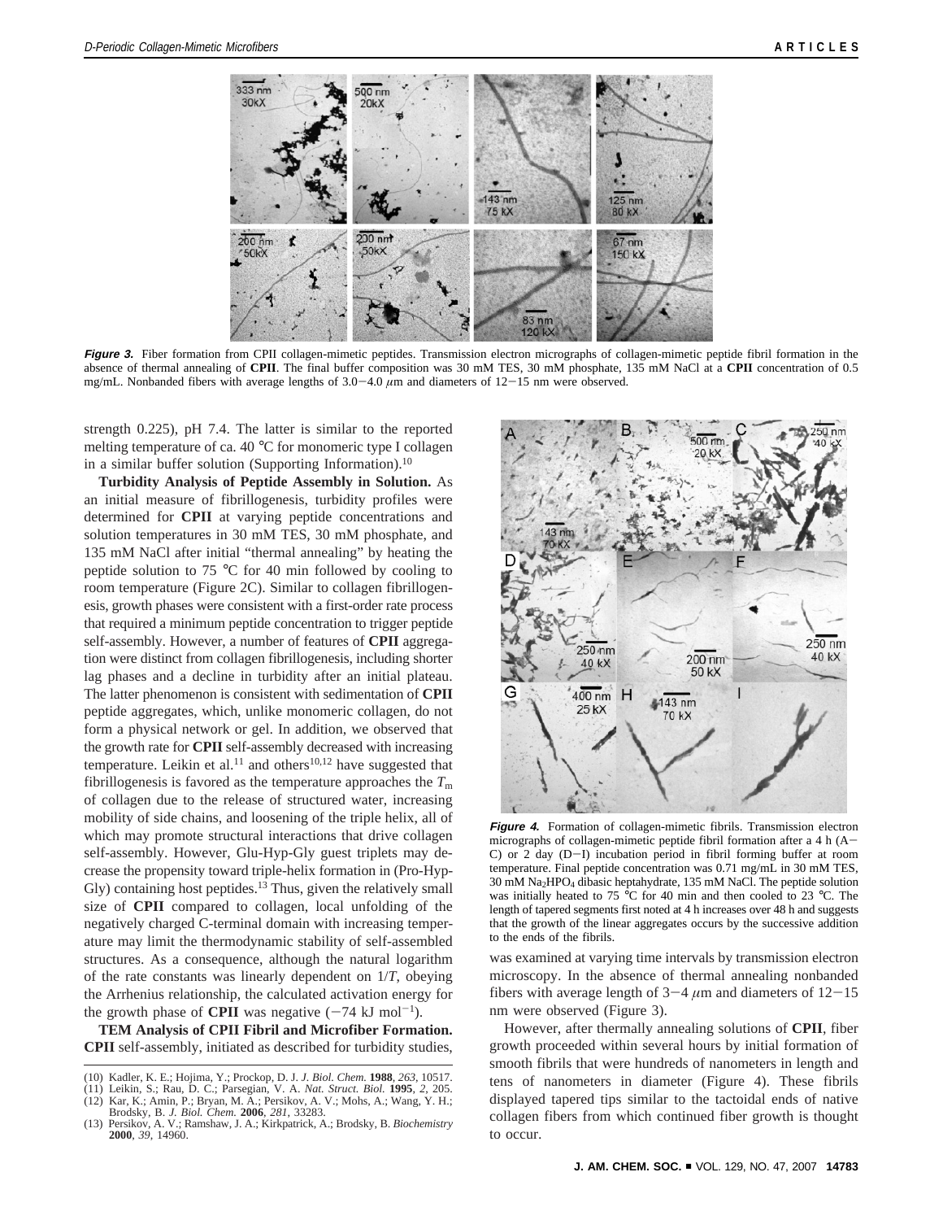**Figure 3.** Fiber formation from CPII collagen-mimetic peptides. Transmission electron micrographs of collagen-mimetic peptide fibril formation in the absence of thermal annealing of **CPII**. The final buffer composition was 30 mM TES, 30 mM phosphate, 135 mM NaCl at a **CPII** concentration of 0.5 mg/mL. Nonbanded fibers with average lengths of 3.0−4.0 μm and diameters of 12−15 nm were observed.

strength 0.225), pH 7.4. The latter is similar to the reported melting temperature of ca. 40 °C for monomeric type I collagen in a similar buffer solution (Supporting Information).[10]

**Turbidity Analysis of Peptide Assembly in Solution.** As an initial measure of fibrillogenesis, turbidity profiles were determined for **CPII** at varying peptide concentrations and solution temperatures in 30 mM TES, 30 mM phosphate, and 135 mM NaCl after initial "thermal annealing" by heating the peptide solution to 75 °C for 40 min followed by cooling to room temperature (Figure 2C). Similar to collagen fibrillogenesis, growth phases were consistent with a first-order rate process that required a minimum peptide concentration to trigger peptide self-assembly. However, a number of features of **CPII** aggregation were distinct from collagen fibrillogenesis, including shorter lag phases and a decline in turbidity after an initial plateau. The latter phenomenon is consistent with sedimentation of **CPII** peptide aggregates, which, unlike monomeric collagen, do not form a physical network or gel. In addition, we observed that the growth rate for **CPII** self-assembly decreased with increasing temperature. Leikin et al.[11] and others[10,12] have suggested that fibrillogenesis is favored as the temperature approaches the $T_m$ of collagen due to the release of structured water, increasing mobility of side chains, and loosening of the triple helix, all of which may promote structural interactions that drive collagen self-assembly. However, Glu-Hyp-Gly guest triplets may decrease the propensity toward triple-helix formation in (Pro-Hyp-Gly) containing host peptides.[13] Thus, given the relatively small size of **CPII** compared to collagen, local unfolding of the negatively charged C-terminal domain with increasing temperature may limit the thermodynamic stability of self-assembled structures. As a consequence, although the natural logarithm of the rate constants was linearly dependent on $1/T$, obeying the Arrhenius relationship, the calculated activation energy for the growth phase of **CPII** was negative ($-74$ kJ mol$^{-1}$).

**TEM Analysis of CPII Fibril and Microfiber Formation. CPII** self-assembly, initiated as described for turbidity studies, was examined at varying time intervals by transmission electron microscopy. In the absence of thermal annealing nonbanded fibers with average length of 3−4 μm and diameters of 12−15 nm were observed (Figure 3).

However, after thermally annealing solutions of **CPII**, fiber growth proceeded within several hours by initial formation of smooth fibrils that were hundreds of nanometers in length and tens of nanometers in diameter (Figure 4). These fibrils displayed tapered tips similar to the tactoidal ends of native collagen fibers from which continued fiber growth is thought to occur.

**Figure 4.** Formation of collagen-mimetic fibrils. Transmission electron micrographs of collagen-mimetic peptide fibril formation after a 4 h (A−C) or 2 day (D−I) incubation period in fibril forming buffer at room temperature. Final peptide concentration was 0.71 mg/mL in 30 mM TES, 30 mM $Na_2HPO_4$ dibasic heptahydrate, 135 mM NaCl. The peptide solution was initially heated to 75 °C for 40 min and then cooled to 23 °C. The length of tapered segments first noted at 4 h increases over 48 h and suggests that the growth of the linear aggregates occurs by the successive addition to the ends of the fibrils.

(10) Kadler, K. E.; Hojima, Y.; Prockop, D. J. *J. Biol. Chem.* **1988**, *263*, 10517.
(11) Leikin, S.; Rau, D. C.; Parsegian, V. A. *Nat. Struct. Biol.* **1995**, *2*, 205.
(12) Kar, K.; Amin, P.; Bryan, M. A.; Persikov, A. V.; Mohs, A.; Wang, Y. H.; Brodsky, B. *J. Biol. Chem.* **2006**, *281*, 33283.
(13) Persikov, A. V.; Ramshaw, J. A.; Kirkpatrick, A.; Brodsky, B. *Biochemistry* **2000**, *39*, 14960.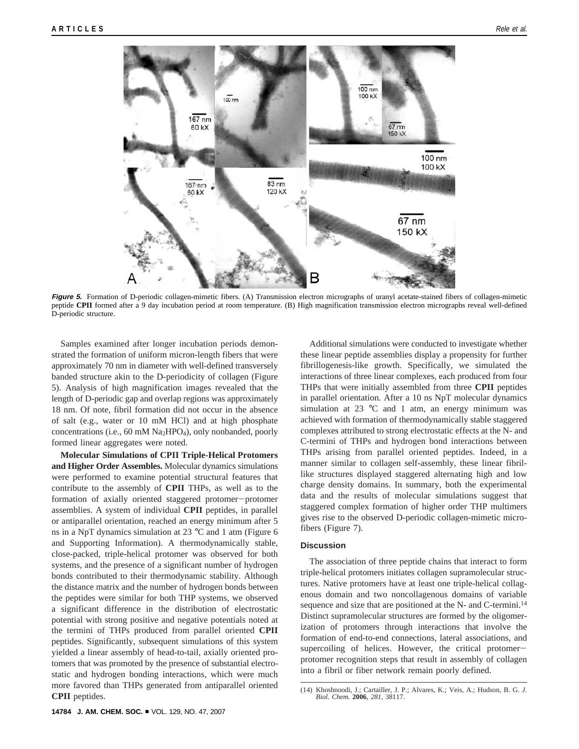**Figure 5.** Formation of D-periodic collagen-mimetic fibers. (A) Transmission electron micrographs of uranyl acetate-stained fibers of collagen-mimetic peptide **CPII** formed after a 9 day incubation period at room temperature. (B) High magnification transmission electron micrographs reveal well-defined D-periodic structure.

Samples examined after longer incubation periods demonstrated the formation of uniform micron-length fibers that were approximately 70 nm in diameter with well-defined transversely banded structure akin to the D-periodicity of collagen (Figure 5). Analysis of high magnification images revealed that the length of D-periodic gap and overlap regions was approximately 18 nm. Of note, fibril formation did not occur in the absence of salt (e.g., water or 10 mM HCl) and at high phosphate concentrations (i.e., 60 mM $Na_2HPO_4$), only nonbanded, poorly formed linear aggregates were noted.

**Molecular Simulations of CPII Triple-Helical Protomers and Higher Order Assembles.** Molecular dynamics simulations were performed to examine potential structural features that contribute to the assembly of **CPII** THPs, as well as to the formation of axially oriented staggered protomer–protomer assemblies. A system of individual **CPII** peptides, in parallel or antiparallel orientation, reached an energy minimum after 5 ns in a NpT dynamics simulation at 23 °C and 1 atm (Figure 6 and Supporting Information). A thermodynamically stable, close-packed, triple-helical protomer was observed for both systems, and the presence of a significant number of hydrogen bonds contributed to their thermodynamic stability. Although the distance matrix and the number of hydrogen bonds between the peptides were similar for both THP systems, we observed a significant difference in the distribution of electrostatic potential with strong positive and negative potentials noted at the termini of THPs produced from parallel oriented **CPII** peptides. Significantly, subsequent simulations of this system yielded a linear assembly of head-to-tail, axially oriented protomers that was promoted by the presence of substantial electrostatic and hydrogen bonding interactions, which were much more favored than THPs generated from antiparallel oriented **CPII** peptides.

Additional simulations were conducted to investigate whether these linear peptide assemblies display a propensity for further fibrillogenesis-like growth. Specifically, we simulated the interactions of three linear complexes, each produced from four THPs that were initially assembled from three **CPII** peptides in parallel orientation. After a 10 ns NpT molecular dynamics simulation at 23 °C and 1 atm, an energy minimum was achieved with formation of thermodynamically stable staggered complexes attributed to strong electrostatic effects at the N- and C-termini of THPs and hydrogen bond interactions between THPs arising from parallel oriented peptides. Indeed, in a manner similar to collagen self-assembly, these linear fibril-like structures displayed staggered alternating high and low charge density domains. In summary, both the experimental data and the results of molecular simulations suggest that staggered complex formation of higher order THP multimers gives rise to the observed D-periodic collagen-mimetic microfibers (Figure 7).

## Discussion

The association of three peptide chains that interact to form triple-helical protomers initiates collagen supramolecular structures. Native protomers have at least one triple-helical collagenous domain and two noncollagenous domains of variable sequence and size that are positioned at the N- and C-termini.[14] Distinct supramolecular structures are formed by the oligomerization of protomers through interactions that involve the formation of end-to-end connections, lateral associations, and supercoiling of helices. However, the critical protomer–protomer recognition steps that result in assembly of collagen into a fibril or fiber network remain poorly defined.

(14) Khoshnoodi, J.; Cartailler, J. P.; Alvares, K.; Veis, A.; Hudson, B. G. *J. Biol. Chem.* **2006**, *281*, 38117.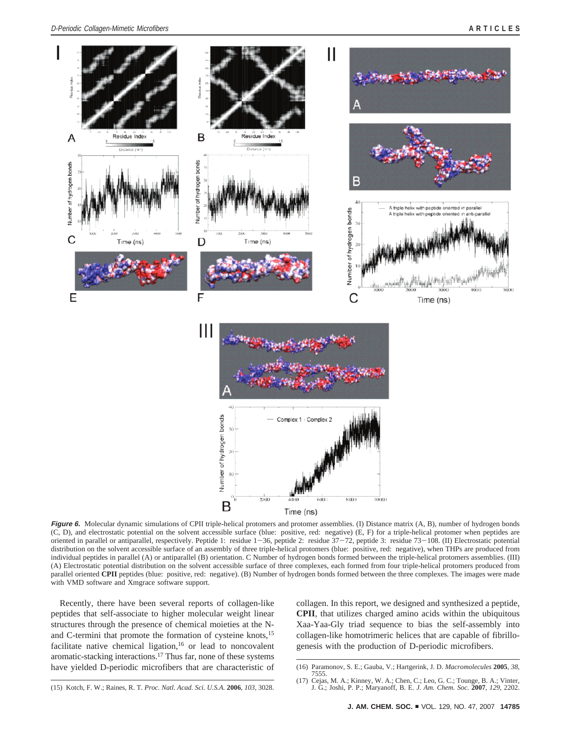**Figure 6.** Molecular dynamic simulations of CPII triple-helical protomers and protomer assemblies. (I) Distance matrix (A, B), number of hydrogen bonds (C, D), and electrostatic potential on the solvent accessible surface (blue: positive, red: negative) (E, F) for a triple-helical protomer when peptides are oriented in parallel or antiparallel, respectively. Peptide 1: residue 1−36, peptide 2: residue 37−72, peptide 3: residue 73−108. (II) Electrostatic potential distribution on the solvent accessible surface of an assembly of three triple-helical protomers (blue: positive, red: negative), when THPs are produced from individual peptides in parallel (A) or antiparallel (B) orientation. C Number of hydrogen bonds formed between the triple-helical protomers assemblies. (III) (A) Electrostatic potential distribution on the solvent accessible surface of three complexes, each formed from four triple-helical protomers produced from parallel oriented **CPII** peptides (blue: positive, red: negative). (B) Number of hydrogen bonds formed between the three complexes. The images were made with VMD software and Xmgrace software support.

Recently, there have been several reports of collagen-like peptides that self-associate to higher molecular weight linear structures through the presence of chemical moieties at the N- and C-termini that promote the formation of cysteine knots,[15] facilitate native chemical ligation,[16] or lead to noncovalent aromatic-stacking interactions.[17] Thus far, none of these systems have yielded D-periodic microfibers that are characteristic of collagen. In this report, we designed and synthesized a peptide, **CPII**, that utilizes charged amino acids within the ubiquitous Xaa-Yaa-Gly triad sequence to bias the self-assembly into collagen-like homotrimeric helices that are capable of fibrillogenesis with the production of D-periodic microfibers.

(15) Kotch, F. W.; Raines, R. T. *Proc. Natl. Acad. Sci. U.S.A.* **2006**, *103*, 3028.

(16) Paramonov, S. E.; Gauba, V.; Hartgerink, J. D. *Macromolecules* **2005**, *38*, 7555.

(17) Cejas, M. A.; Kinney, W. A.; Chen, C.; Leo, G. C.; Tounge, B. A.; Vinter, J. G.; Joshi, P. P.; Maryanoff, B. E. *J. Am. Chem. Soc.* **2007**, *129*, 2202.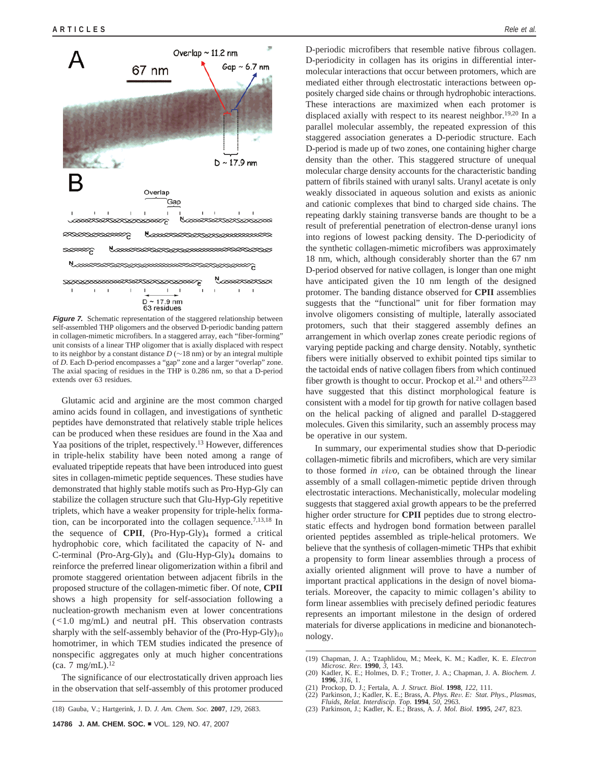*Figure 7.* Schematic representation of the staggered relationship between self-assembled THP oligomers and the observed D-periodic banding pattern in collagen-mimetic microfibers. In a staggered array, each "fiber-forming" unit consists of a linear THP oligomer that is axially displaced with respect to its neighbor by a constant distance $D$ (~18 nm) or by an integral multiple of $D$. Each D-period encompasses a "gap" zone and a larger "overlap" zone. The axial spacing of residues in the THP is 0.286 nm, so that a D-period extends over 63 residues.

Glutamic acid and arginine are the most common charged amino acids found in collagen, and investigations of synthetic peptides have demonstrated that relatively stable triple helices can be produced when these residues are found in the Xaa and Yaa positions of the triplet, respectively.[13] However, differences in triple-helix stability have been noted among a range of evaluated tripeptide repeats that have been introduced into guest sites in collagen-mimetic peptide sequences. These studies have demonstrated that highly stable motifs such as Pro-Hyp-Gly can stabilize the collagen structure such that Glu-Hyp-Gly repetitive triplets, which have a weaker propensity for triple-helix formation, can be incorporated into the collagen sequence.[7,13,18] In the sequence of **CPII**, $(\text{Pro-Hyp-Gly})_4$ formed a critical hydrophobic core, which facilitated the capacity of N- and C-terminal $(\text{Pro-Arg-Gly})_4$ and $(\text{Glu-Hyp-Gly})_4$ domains to reinforce the preferred linear oligomerization within a fibril and promote staggered orientation between adjacent fibrils in the proposed structure of the collagen-mimetic fiber. Of note, **CPII** shows a high propensity for self-association following a nucleation-growth mechanism even at lower concentrations (<1.0 mg/mL) and neutral pH. This observation contrasts sharply with the self-assembly behavior of the $(\text{Pro-Hyp-Gly})_{10}$ homotrimer, in which TEM studies indicated the presence of nonspecific aggregates only at much higher concentrations (ca. 7 mg/mL).[12]

The significance of our electrostatically driven approach lies in the observation that self-assembly of this protomer produced D-periodic microfibers that resemble native fibrous collagen. D-periodicity in collagen has its origins in differential intermolecular interactions that occur between protomers, which are mediated either through electrostatic interactions between oppositely charged side chains or through hydrophobic interactions. These interactions are maximized when each protomer is displaced axially with respect to its nearest neighbor.[19,20] In a parallel molecular assembly, the repeated expression of this staggered association generates a D-periodic structure. Each D-period is made up of two zones, one containing higher charge density than the other. This staggered structure of unequal molecular charge density accounts for the characteristic banding pattern of fibrils stained with uranyl salts. Uranyl acetate is only weakly dissociated in aqueous solution and exists as anionic and cationic complexes that bind to charged side chains. The repeating darkly staining transverse bands are thought to be a result of preferential penetration of electron-dense uranyl ions into regions of lowest packing density. The D-periodicity of the synthetic collagen-mimetic microfibers was approximately 18 nm, which, although considerably shorter than the 67 nm D-period observed for native collagen, is longer than one might have anticipated given the 10 nm length of the designed protomer. The banding distance observed for **CPII** assemblies suggests that the "functional" unit for fiber formation may involve oligomers consisting of multiple, laterally associated protomers, such that their staggered assembly defines an arrangement in which overlap zones create periodic regions of varying peptide packing and charge density. Notably, synthetic fibers were initially observed to exhibit pointed tips similar to the tactoidal ends of native collagen fibers from which continued fiber growth is thought to occur. Prockop et al.[21] and others[22,23] have suggested that this distinct morphological feature is consistent with a model for tip growth for native collagen based on the helical packing of aligned and parallel D-staggered molecules. Given this similarity, such an assembly process may be operative in our system.

In summary, our experimental studies show that D-periodic collagen-mimetic fibrils and microfibers, which are very similar to those formed *in vivo*, can be obtained through the linear assembly of a small collagen-mimetic peptide driven through electrostatic interactions. Mechanistically, molecular modeling suggests that staggered axial growth appears to be the preferred higher order structure for **CPII** peptides due to strong electrostatic effects and hydrogen bond formation between parallel oriented peptides assembled as triple-helical protomers. We believe that the synthesis of collagen-mimetic THPs that exhibit a propensity to form linear assemblies through a process of axially oriented alignment will prove to have a number of important practical applications in the design of novel biomaterials. Moreover, the capacity to mimic collagen's ability to form linear assemblies with precisely defined periodic features represents an important milestone in the design of ordered materials for diverse applications in medicine and bionanotechnology.

(18) Gauba, V.; Hartgerink, J. D. *J. Am. Chem. Soc.* **2007**, *129*, 2683.

(19) Chapman, J. A.; Tzaphlidou, M.; Meek, K. M.; Kadler, K. E. *Electron Microsc. Rev.* **1990**, *3*, 143.

(20) Kadler, K. E.; Holmes, D. F.; Trotter, J. A.; Chapman, J. A. *Biochem. J.* **1996**, *316*, 1.

(21) Prockop, D. J.; Fertala, A. *J. Struct. Biol.* **1998**, *122*, 111.

(22) Parkinson, J.; Kadler, K. E.; Brass, A. *Phys. Rev. E: Stat. Phys., Plasmas, Fluids, Relat. Interdiscip. Top.* **1994**, *50*, 2963.

(23) Parkinson, J.; Kadler, K. E.; Brass, A. *J. Mol. Biol.* **1995**, *247*, 823.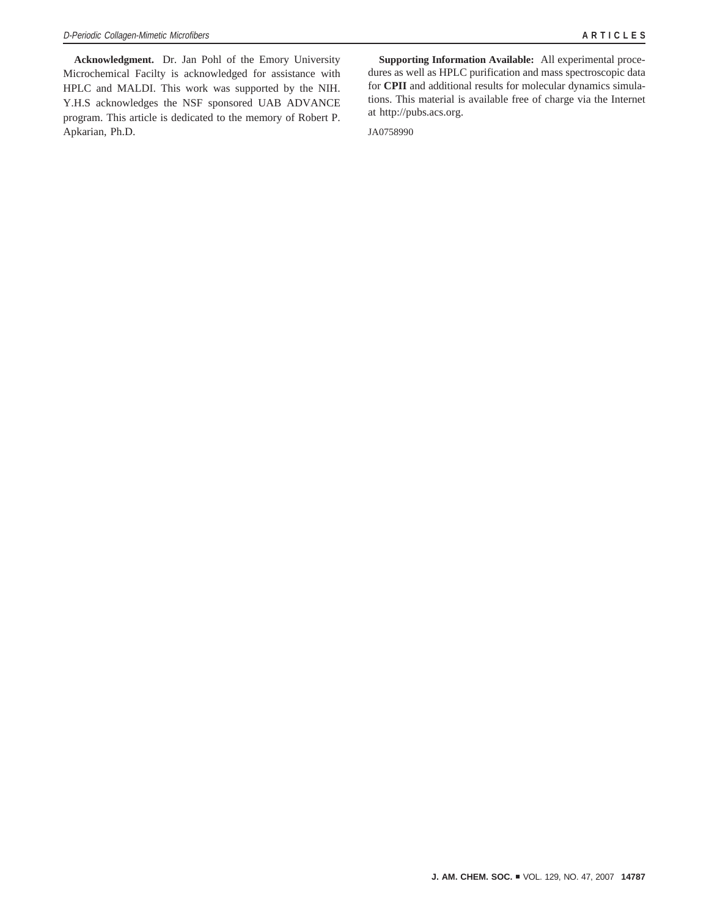**Acknowledgment.** Dr. Jan Pohl of the Emory University Microchemical Facilty is acknowledged for assistance with HPLC and MALDI. This work was supported by the NIH. Y.H.S acknowledges the NSF sponsored UAB ADVANCE program. This article is dedicated to the memory of Robert P. Apkarian, Ph.D.

**Supporting Information Available:** All experimental procedures as well as HPLC purification and mass spectroscopic data for **CPII** and additional results for molecular dynamics simulations. This material is available free of charge via the Internet at http://pubs.acs.org.

JA0758990